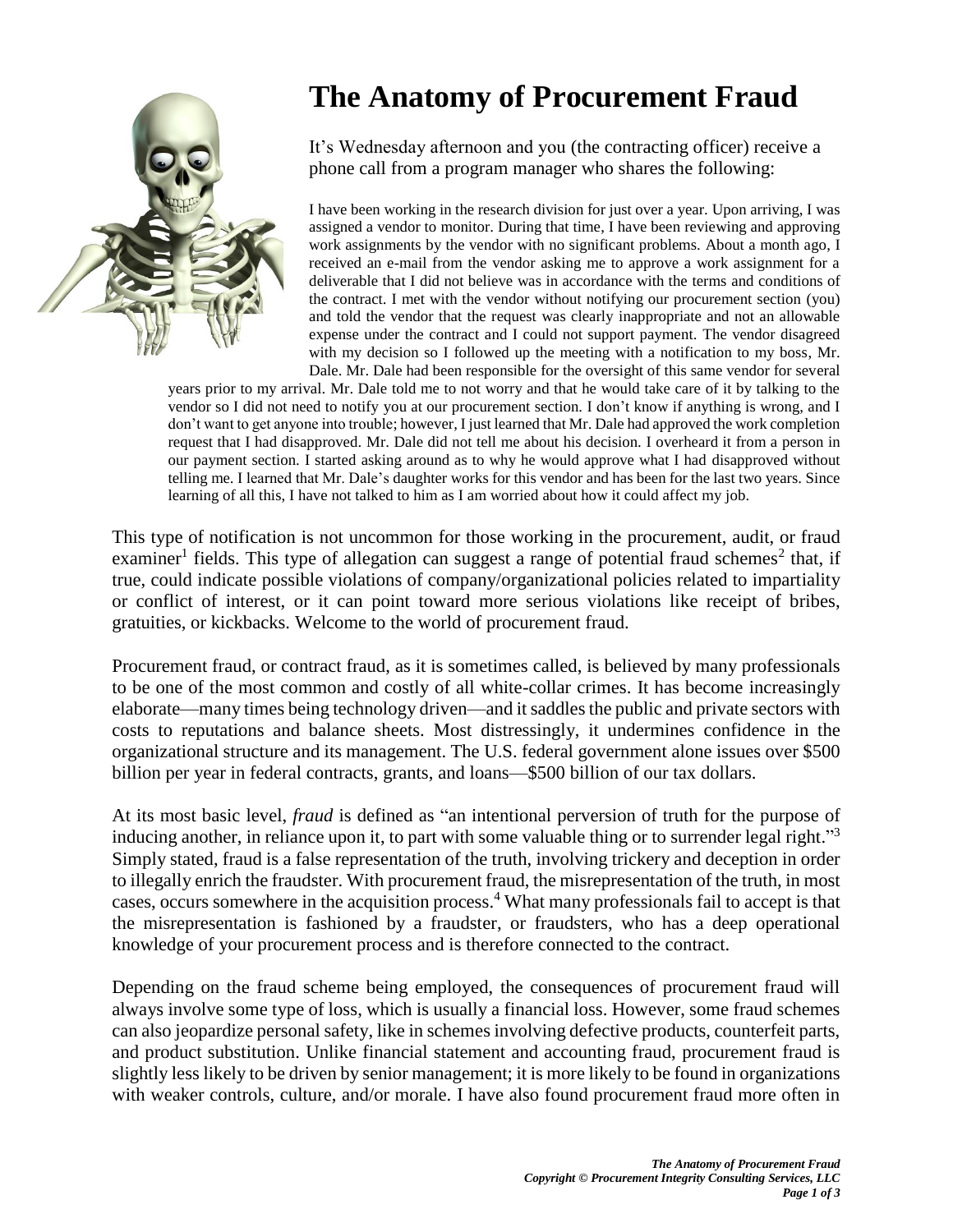# The Anatomy of Procurement Fraud

It's Wednesday afternoon and you (the contracting officer) receive a phone call from a program manager who shares the following:

> I have been working in the research division for just over a year. Upon arriving, I was assigned a vendor to monitor. During that time, I have been reviewing and approving work assignments by the vendor with no significant problems. About a month ago, I received an e-mail from the vendor asking me to approve a work assignment for a deliverable that I did not believe was in accordance with the terms and conditions of the contract. I met with the vendor without notifying our procurement section (you) and told the vendor that the request was clearly inappropriate and not an allowable expense under the contract and I could not support payment. The vendor disagreed with my decision so I followed up the meeting with a notification to my boss, Mr. Dale. Mr. Dale had been responsible for the oversight of this same vendor for several years prior to my arrival. Mr. Dale told me to not worry and that he would take care of it by talking to the vendor so I did not need to notify you at our procurement section. I don't know if anything is wrong, and I don't want to get anyone into trouble; however, I just learned that Mr. Dale had approved the work completion request that I had disapproved. Mr. Dale did not tell me about his decision. I overheard it from a person in our payment section. I started asking around as to why he would approve what I had disapproved without telling me. I learned that Mr. Dale's daughter works for this vendor and has been for the last two years. Since learning of all this, I have not talked to him as I am worried about how it could affect my job.

This type of notification is not uncommon for those working in the procurement, audit, or fraud examiner[1] fields. This type of allegation can suggest a range of potential fraud schemes[2] that, if true, could indicate possible violations of company/organizational policies related to impartiality or conflict of interest, or it can point toward more serious violations like receipt of bribes, gratuities, or kickbacks. Welcome to the world of procurement fraud.

Procurement fraud, or contract fraud, as it is sometimes called, is believed by many professionals to be one of the most common and costly of all white-collar crimes. It has become increasingly elaborate—many times being technology driven—and it saddles the public and private sectors with costs to reputations and balance sheets. Most distressingly, it undermines confidence in the organizational structure and its management. The U.S. federal government alone issues over $500 billion per year in federal contracts, grants, and loans—$500 billion of our tax dollars.

At its most basic level, *fraud* is defined as "an intentional perversion of truth for the purpose of inducing another, in reliance upon it, to part with some valuable thing or to surrender legal right."[3] Simply stated, fraud is a false representation of the truth, involving trickery and deception in order to illegally enrich the fraudster. With procurement fraud, the misrepresentation of the truth, in most cases, occurs somewhere in the acquisition process.[4] What many professionals fail to accept is that the misrepresentation is fashioned by a fraudster, or fraudsters, who has a deep operational knowledge of your procurement process and is therefore connected to the contract.

Depending on the fraud scheme being employed, the consequences of procurement fraud will always involve some type of loss, which is usually a financial loss. However, some fraud schemes can also jeopardize personal safety, like in schemes involving defective products, counterfeit parts, and product substitution. Unlike financial statement and accounting fraud, procurement fraud is slightly less likely to be driven by senior management; it is more likely to be found in organizations with weaker controls, culture, and/or morale. I have also found procurement fraud more often in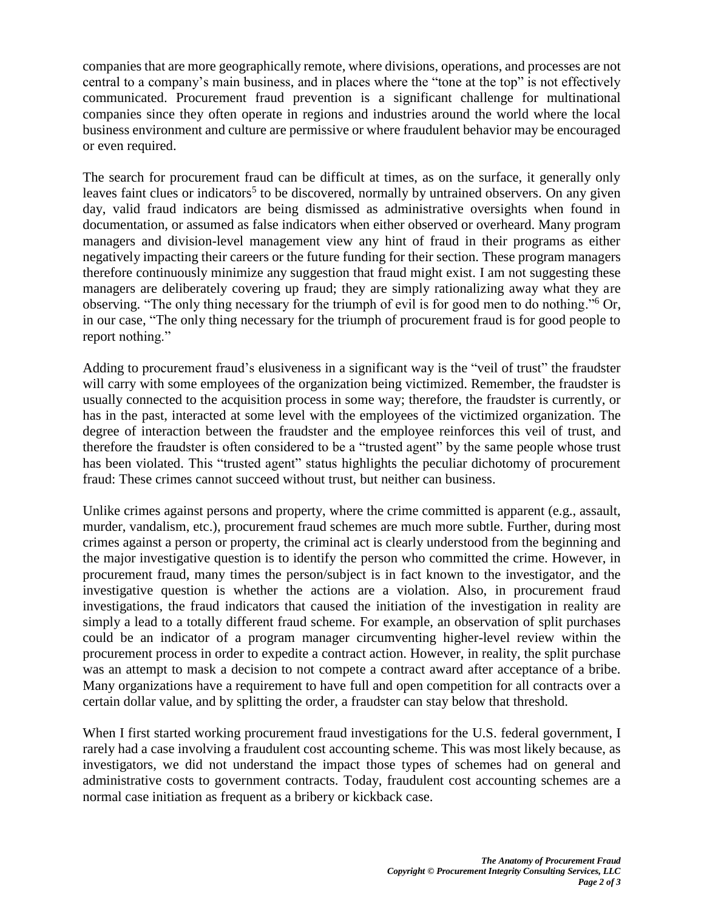companies that are more geographically remote, where divisions, operations, and processes are not central to a company's main business, and in places where the "tone at the top" is not effectively communicated. Procurement fraud prevention is a significant challenge for multinational companies since they often operate in regions and industries around the world where the local business environment and culture are permissive or where fraudulent behavior may be encouraged or even required.

The search for procurement fraud can be difficult at times, as on the surface, it generally only leaves faint clues or indicators[5] to be discovered, normally by untrained observers. On any given day, valid fraud indicators are being dismissed as administrative oversights when found in documentation, or assumed as false indicators when either observed or overheard. Many program managers and division-level management view any hint of fraud in their programs as either negatively impacting their careers or the future funding for their section. These program managers therefore continuously minimize any suggestion that fraud might exist. I am not suggesting these managers are deliberately covering up fraud; they are simply rationalizing away what they are observing. "The only thing necessary for the triumph of evil is for good men to do nothing."[6] Or, in our case, "The only thing necessary for the triumph of procurement fraud is for good people to report nothing."

Adding to procurement fraud's elusiveness in a significant way is the "veil of trust" the fraudster will carry with some employees of the organization being victimized. Remember, the fraudster is usually connected to the acquisition process in some way; therefore, the fraudster is currently, or has in the past, interacted at some level with the employees of the victimized organization. The degree of interaction between the fraudster and the employee reinforces this veil of trust, and therefore the fraudster is often considered to be a "trusted agent" by the same people whose trust has been violated. This "trusted agent" status highlights the peculiar dichotomy of procurement fraud: These crimes cannot succeed without trust, but neither can business.

Unlike crimes against persons and property, where the crime committed is apparent (e.g., assault, murder, vandalism, etc.), procurement fraud schemes are much more subtle. Further, during most crimes against a person or property, the criminal act is clearly understood from the beginning and the major investigative question is to identify the person who committed the crime. However, in procurement fraud, many times the person/subject is in fact known to the investigator, and the investigative question is whether the actions are a violation. Also, in procurement fraud investigations, the fraud indicators that caused the initiation of the investigation in reality are simply a lead to a totally different fraud scheme. For example, an observation of split purchases could be an indicator of a program manager circumventing higher-level review within the procurement process in order to expedite a contract action. However, in reality, the split purchase was an attempt to mask a decision to not compete a contract award after acceptance of a bribe. Many organizations have a requirement to have full and open competition for all contracts over a certain dollar value, and by splitting the order, a fraudster can stay below that threshold.

When I first started working procurement fraud investigations for the U.S. federal government, I rarely had a case involving a fraudulent cost accounting scheme. This was most likely because, as investigators, we did not understand the impact those types of schemes had on general and administrative costs to government contracts. Today, fraudulent cost accounting schemes are a normal case initiation as frequent as a bribery or kickback case.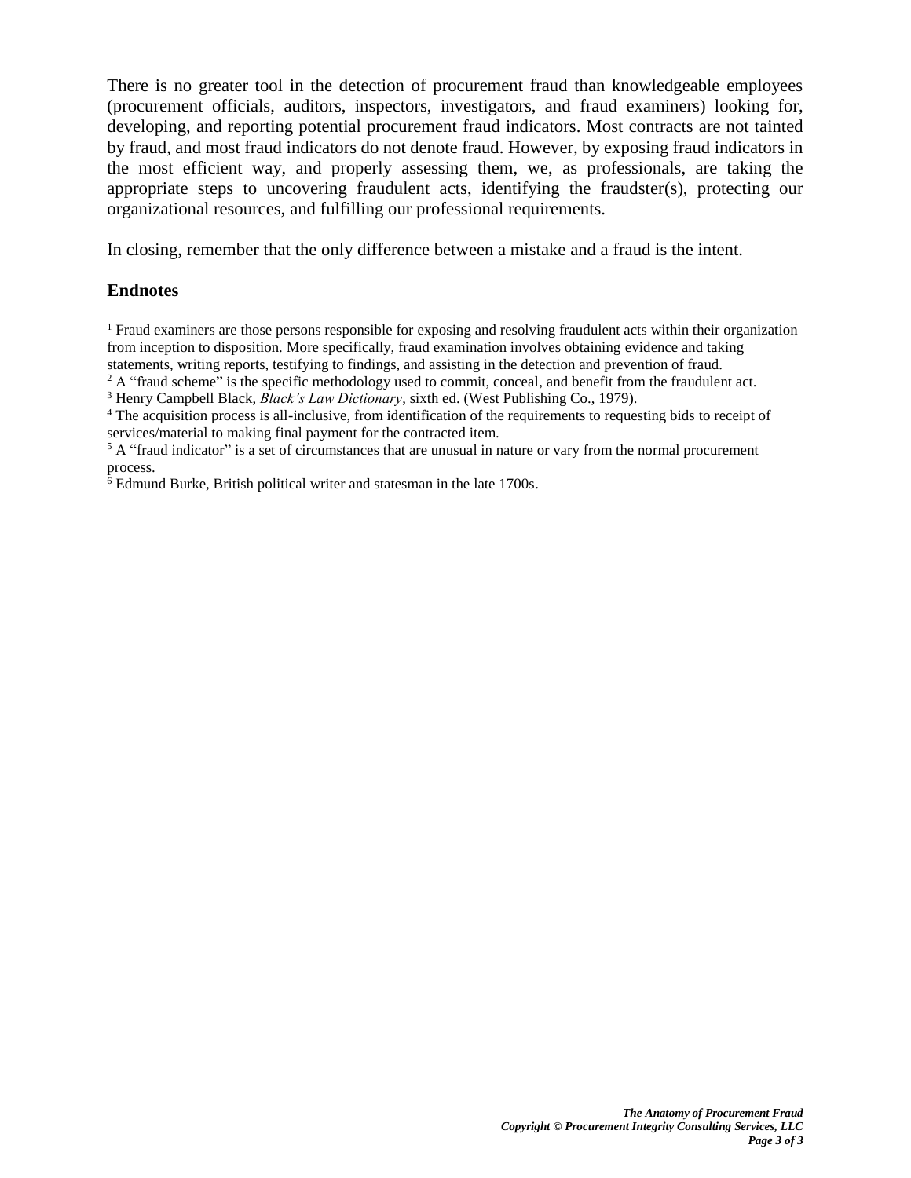There is no greater tool in the detection of procurement fraud than knowledgeable employees (procurement officials, auditors, inspectors, investigators, and fraud examiners) looking for, developing, and reporting potential procurement fraud indicators. Most contracts are not tainted by fraud, and most fraud indicators do not denote fraud. However, by exposing fraud indicators in the most efficient way, and properly assessing them, we, as professionals, are taking the appropriate steps to uncovering fraudulent acts, identifying the fraudster(s), protecting our organizational resources, and fulfilling our professional requirements.

In closing, remember that the only difference between a mistake and a fraud is the intent.

**Endnotes**

[1] Fraud examiners are those persons responsible for exposing and resolving fraudulent acts within their organization from inception to disposition. More specifically, fraud examination involves obtaining evidence and taking statements, writing reports, testifying to findings, and assisting in the detection and prevention of fraud.

[2] A "fraud scheme" is the specific methodology used to commit, conceal, and benefit from the fraudulent act.

[3] Henry Campbell Black, *Black's Law Dictionary*, sixth ed. (West Publishing Co., 1979).

[4] The acquisition process is all-inclusive, from identification of the requirements to requesting bids to receipt of services/material to making final payment for the contracted item.

[5] A "fraud indicator" is a set of circumstances that are unusual in nature or vary from the normal procurement process.

[6] Edmund Burke, British political writer and statesman in the late 1700s.